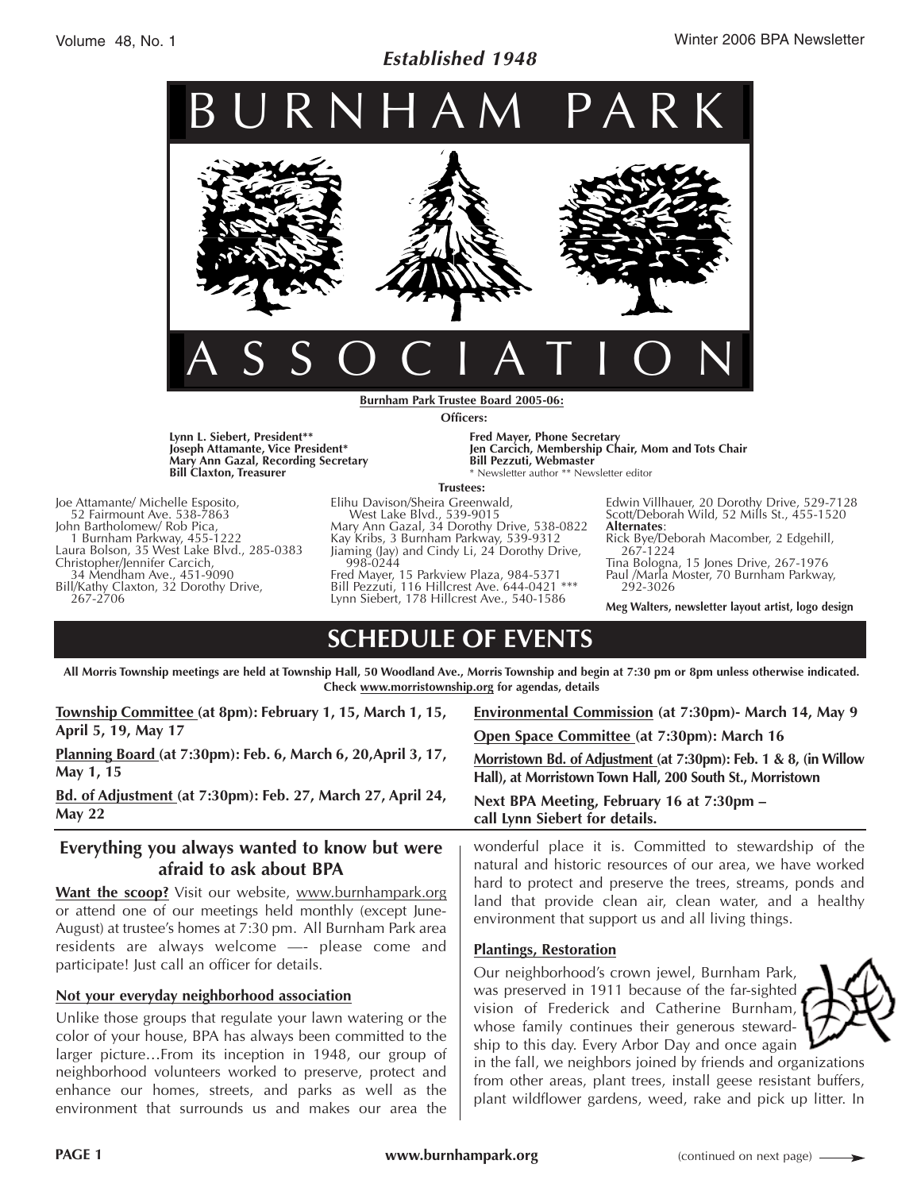*Established 1948*

# BURNHAM PARK ASSOCIATION

**Burnham Park Trustee Board 2005-06:**

**Officers:**

**Lynn L. Siebert, President****
**Joseph Attamante, Vice President***
**Mary Ann Gazal, Recording Secretary**
**Bill Claxton, Treasurer**
**Fred Mayer, Phone Secretary**
**Jen Carcich, Membership Chair, Mom and Tots Chair**
**Bill Pezzuti, Webmaster**

* Newsletter author ** Newsletter editor

**Trustees:**

Joe Attamante/ Michelle Esposito, 52 Fairmount Ave. 538-7863
John Bartholomew/ Rob Pica, 1 Burnham Parkway, 455-1222
Laura Bolson, 35 West Lake Blvd., 285-0383
Christopher/Jennifer Carcich, 34 Mendham Ave., 451-9090
Bill/Kathy Claxton, 32 Dorothy Drive, 267-2706
Elihu Davison/Sheira Greenwald, West Lake Blvd., 539-9015
Mary Ann Gazal, 34 Dorothy Drive, 538-0822
Kay Kribs, 3 Burnham Parkway, 539-9312
Jiaming (Jay) and Cindy Li, 24 Dorothy Drive, 998-0244
Fred Mayer, 15 Parkview Plaza, 984-5371
Bill Pezzuti, 116 Hillcrest Ave. 644-0421 ***
Lynn Siebert, 178 Hillcrest Ave., 540-1586
Edwin Villhauer, 20 Dorothy Drive, 529-7128
Scott/Deborah Wild, 52 Mills St., 455-1520

**Alternates**:
Rick Bye/Deborah Macomber, 2 Edgehill, 267-1224
Tina Bologna, 15 Jones Drive, 267-1976
Paul /Marla Moster, 70 Burnham Parkway, 292-3026

**Meg Walters, newsletter layout artist, logo design**

## SCHEDULE OF EVENTS

**All Morris Township meetings are held at Township Hall, 50 Woodland Ave., Morris Township and begin at 7:30 pm or 8pm unless otherwise indicated. Check www.morristownship.org for agendas, details**

**Township Committee (at 8pm): February 1, 15, March 1, 15, April 5, 19, May 17**

**Planning Board (at 7:30pm): Feb. 6, March 6, 20,April 3, 17, May 1, 15**

**Bd. of Adjustment (at 7:30pm): Feb. 27, March 27, April 24, May 22**

**Environmental Commission (at 7:30pm)- March 14, May 9**

**Open Space Committee (at 7:30pm): March 16**

**Morristown Bd. of Adjustment (at 7:30pm): Feb. 1 & 8, (in Willow Hall), at Morristown Town Hall, 200 South St., Morristown**

**Next BPA Meeting, February 16 at 7:30pm – call Lynn Siebert for details.**

### Everything you always wanted to know but were afraid to ask about BPA

**Want the scoop?** Visit our website, www.burnhampark.org or attend one of our meetings held monthly (except June-August) at trustee's homes at 7:30 pm. All Burnham Park area residents are always welcome —- please come and participate! Just call an officer for details.

**Not your everyday neighborhood association**

Unlike those groups that regulate your lawn watering or the color of your house, BPA has always been committed to the larger picture…From its inception in 1948, our group of neighborhood volunteers worked to preserve, protect and enhance our homes, streets, and parks as well as the environment that surrounds us and makes our area the wonderful place it is. Committed to stewardship of the natural and historic resources of our area, we have worked hard to protect and preserve the trees, streams, ponds and land that provide clean air, clean water, and a healthy environment that support us and all living things.

**Plantings, Restoration**

Our neighborhood's crown jewel, Burnham Park, was preserved in 1911 because of the far-sighted vision of Frederick and Catherine Burnham, whose family continues their generous stewardship to this day. Every Arbor Day and once again in the fall, we neighbors joined by friends and organizations from other areas, plant trees, install geese resistant buffers, plant wildflower gardens, weed, rake and pick up litter. In

(continued on next page)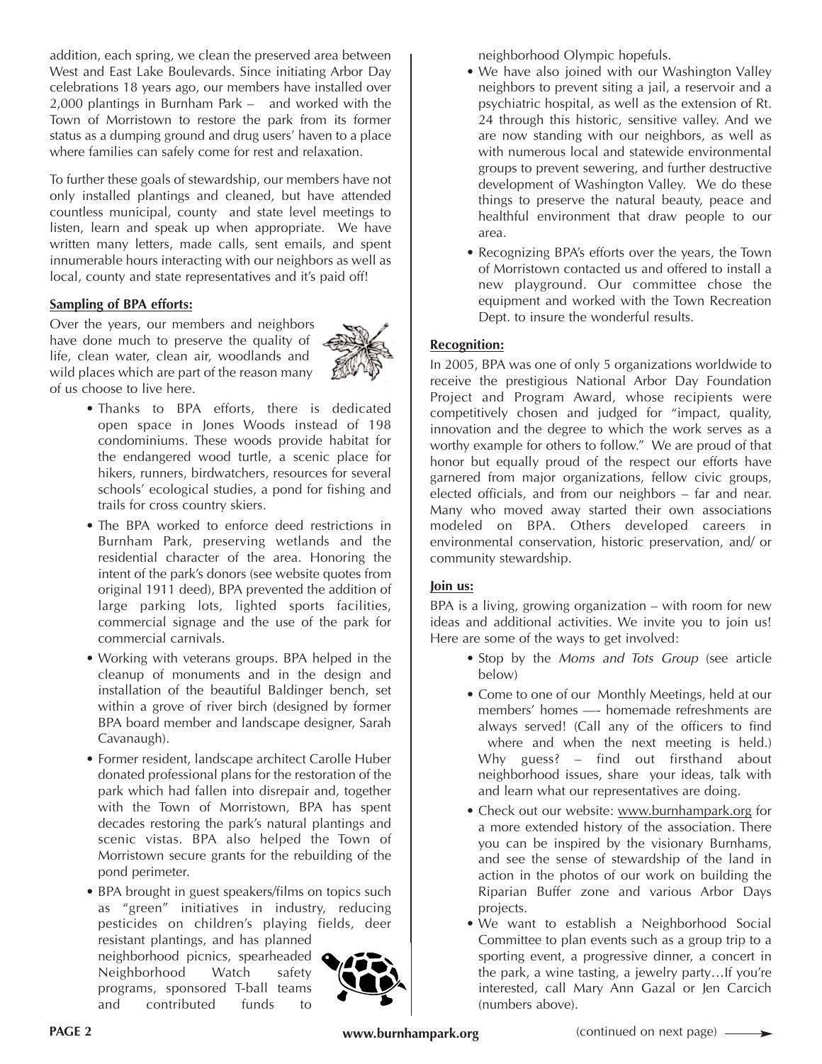addition, each spring, we clean the preserved area between West and East Lake Boulevards. Since initiating Arbor Day celebrations 18 years ago, our members have installed over 2,000 plantings in Burnham Park – and worked with the Town of Morristown to restore the park from its former status as a dumping ground and drug users' haven to a place where families can safely come for rest and relaxation.

To further these goals of stewardship, our members have not only installed plantings and cleaned, but have attended countless municipal, county and state level meetings to listen, learn and speak up when appropriate. We have written many letters, made calls, sent emails, and spent innumerable hours interacting with our neighbors as well as local, county and state representatives and it's paid off!

**Sampling of BPA efforts:**

Over the years, our members and neighbors have done much to preserve the quality of life, clean water, clean air, woodlands and wild places which are part of the reason many of us choose to live here.

- Thanks to BPA efforts, there is dedicated open space in Jones Woods instead of 198 condominiums. These woods provide habitat for the endangered wood turtle, a scenic place for hikers, runners, birdwatchers, resources for several schools' ecological studies, a pond for fishing and trails for cross country skiers.
- The BPA worked to enforce deed restrictions in Burnham Park, preserving wetlands and the residential character of the area. Honoring the intent of the park's donors (see website quotes from original 1911 deed), BPA prevented the addition of large parking lots, lighted sports facilities, commercial signage and the use of the park for commercial carnivals.
- Working with veterans groups. BPA helped in the cleanup of monuments and in the design and installation of the beautiful Baldinger bench, set within a grove of river birch (designed by former BPA board member and landscape designer, Sarah Cavanaugh).
- Former resident, landscape architect Carolle Huber donated professional plans for the restoration of the park which had fallen into disrepair and, together with the Town of Morristown, BPA has spent decades restoring the park's natural plantings and scenic vistas. BPA also helped the Town of Morristown secure grants for the rebuilding of the pond perimeter.
- BPA brought in guest speakers/films on topics such as "green" initiatives in industry, reducing pesticides on children's playing fields, deer resistant plantings, and has planned neighborhood picnics, spearheaded Neighborhood Watch safety programs, sponsored T-ball teams and contributed funds to neighborhood Olympic hopefuls.
- We have also joined with our Washington Valley neighbors to prevent siting a jail, a reservoir and a psychiatric hospital, as well as the extension of Rt. 24 through this historic, sensitive valley. And we are now standing with our neighbors, as well as with numerous local and statewide environmental groups to prevent sewering, and further destructive development of Washington Valley. We do these things to preserve the natural beauty, peace and healthful environment that draw people to our area.
- Recognizing BPA's efforts over the years, the Town of Morristown contacted us and offered to install a new playground. Our committee chose the equipment and worked with the Town Recreation Dept. to insure the wonderful results.

**Recognition:**

In 2005, BPA was one of only 5 organizations worldwide to receive the prestigious National Arbor Day Foundation Project and Program Award, whose recipients were competitively chosen and judged for "impact, quality, innovation and the degree to which the work serves as a worthy example for others to follow." We are proud of that honor but equally proud of the respect our efforts have garnered from major organizations, fellow civic groups, elected officials, and from our neighbors – far and near. Many who moved away started their own associations modeled on BPA. Others developed careers in environmental conservation, historic preservation, and/ or community stewardship.

**Join us:**

BPA is a living, growing organization – with room for new ideas and additional activities. We invite you to join us! Here are some of the ways to get involved:

- Stop by the *Moms and Tots Group* (see article below)
- Come to one of our Monthly Meetings, held at our members' homes —- homemade refreshments are always served! (Call any of the officers to find where and when the next meeting is held.) Why guess? – find out firsthand about neighborhood issues, share your ideas, talk with and learn what our representatives are doing.
- Check out our website: www.burnhampark.org for a more extended history of the association. There you can be inspired by the visionary Burnhams, and see the sense of stewardship of the land in action in the photos of our work on building the Riparian Buffer zone and various Arbor Days projects.
- We want to establish a Neighborhood Social Committee to plan events such as a group trip to a sporting event, a progressive dinner, a concert in the park, a wine tasting, a jewelry party…If you're interested, call Mary Ann Gazal or Jen Carcich (numbers above).

(continued on next page)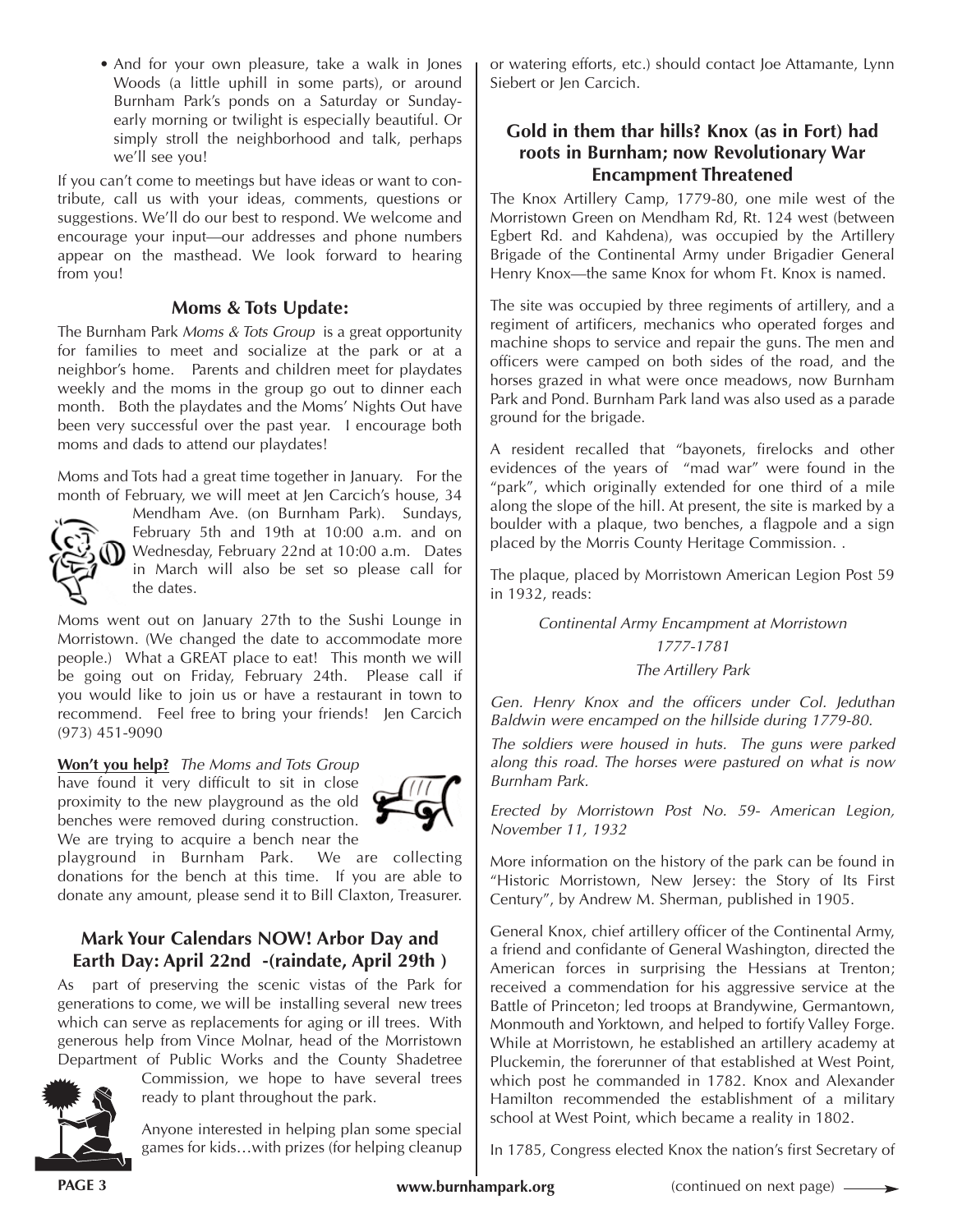- And for your own pleasure, take a walk in Jones Woods (a little uphill in some parts), or around Burnham Park's ponds on a Saturday or Sunday-early morning or twilight is especially beautiful. Or simply stroll the neighborhood and talk, perhaps we'll see you!

If you can't come to meetings but have ideas or want to contribute, call us with your ideas, comments, questions or suggestions. We'll do our best to respond. We welcome and encourage your input—our addresses and phone numbers appear on the masthead. We look forward to hearing from you!

## Moms & Tots Update:

The Burnham Park *Moms & Tots Group* is a great opportunity for families to meet and socialize at the park or at a neighbor's home. Parents and children meet for playdates weekly and the moms in the group go out to dinner each month. Both the playdates and the Moms' Nights Out have been very successful over the past year. I encourage both moms and dads to attend our playdates!

Moms and Tots had a great time together in January. For the month of February, we will meet at Jen Carcich's house, 34 Mendham Ave. (on Burnham Park). Sundays, February 5th and 19th at 10:00 a.m. and on Wednesday, February 22nd at 10:00 a.m. Dates in March will also be set so please call for the dates.

Moms went out on January 27th to the Sushi Lounge in Morristown. (We changed the date to accommodate more people.) What a GREAT place to eat! This month we will be going out on Friday, February 24th. Please call if you would like to join us or have a restaurant in town to recommend. Feel free to bring your friends! Jen Carcich (973) 451-9090

**Won't you help?** *The Moms and Tots Group* have found it very difficult to sit in close proximity to the new playground as the old benches were removed during construction. We are trying to acquire a bench near the playground in Burnham Park. We are collecting donations for the bench at this time. If you are able to donate any amount, please send it to Bill Claxton, Treasurer.

## Mark Your Calendars NOW! Arbor Day and Earth Day: April 22nd -(raindate, April 29th )

As part of preserving the scenic vistas of the Park for generations to come, we will be installing several new trees which can serve as replacements for aging or ill trees. With generous help from Vince Molnar, head of the Morristown Department of Public Works and the County Shadetree Commission, we hope to have several trees ready to plant throughout the park.

Anyone interested in helping plan some special games for kids…with prizes (for helping cleanup or watering efforts, etc.) should contact Joe Attamante, Lynn Siebert or Jen Carcich.

## Gold in them thar hills? Knox (as in Fort) had roots in Burnham; now Revolutionary War Encampment Threatened

The Knox Artillery Camp, 1779-80, one mile west of the Morristown Green on Mendham Rd, Rt. 124 west (between Egbert Rd. and Kahdena), was occupied by the Artillery Brigade of the Continental Army under Brigadier General Henry Knox—the same Knox for whom Ft. Knox is named.

The site was occupied by three regiments of artillery, and a regiment of artificers, mechanics who operated forges and machine shops to service and repair the guns. The men and officers were camped on both sides of the road, and the horses grazed in what were once meadows, now Burnham Park and Pond. Burnham Park land was also used as a parade ground for the brigade.

A resident recalled that "bayonets, firelocks and other evidences of the years of "mad war" were found in the "park", which originally extended for one third of a mile along the slope of the hill. At present, the site is marked by a boulder with a plaque, two benches, a flagpole and a sign placed by the Morris County Heritage Commission. .

The plaque, placed by Morristown American Legion Post 59 in 1932, reads:

*Continental Army Encampment at Morristown*

*1777-1781*

*The Artillery Park*

*Gen. Henry Knox and the officers under Col. Jeduthan Baldwin were encamped on the hillside during 1779-80.*

*The soldiers were housed in huts. The guns were parked along this road. The horses were pastured on what is now Burnham Park.*

*Erected by Morristown Post No. 59- American Legion, November 11, 1932*

More information on the history of the park can be found in "Historic Morristown, New Jersey: the Story of Its First Century", by Andrew M. Sherman, published in 1905.

General Knox, chief artillery officer of the Continental Army, a friend and confidante of General Washington, directed the American forces in surprising the Hessians at Trenton; received a commendation for his aggressive service at the Battle of Princeton; led troops at Brandywine, Germantown, Monmouth and Yorktown, and helped to fortify Valley Forge. While at Morristown, he established an artillery academy at Pluckemin, the forerunner of that established at West Point, which post he commanded in 1782. Knox and Alexander Hamilton recommended the establishment of a military school at West Point, which became a reality in 1802.

In 1785, Congress elected Knox the nation's first Secretary of

(continued on next page)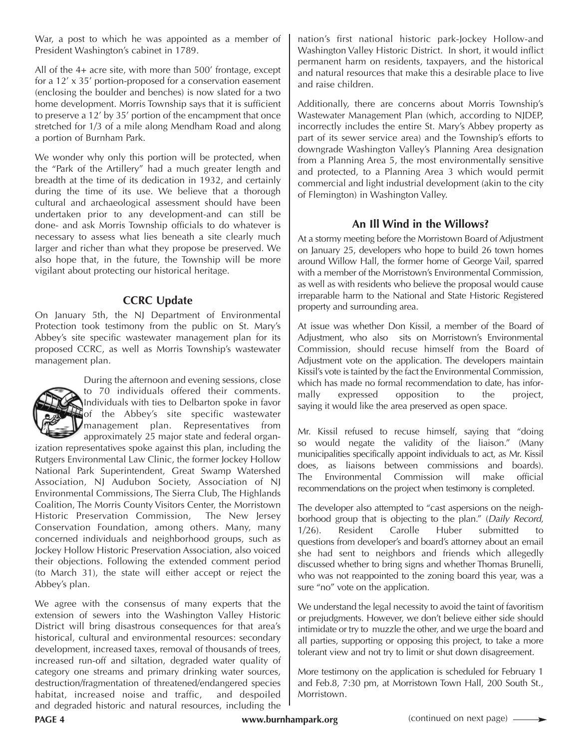War, a post to which he was appointed as a member of President Washington's cabinet in 1789.

All of the 4+ acre site, with more than 500' frontage, except for a 12' x 35' portion-proposed for a conservation easement (enclosing the boulder and benches) is now slated for a two home development. Morris Township says that it is sufficient to preserve a 12' by 35' portion of the encampment that once stretched for 1/3 of a mile along Mendham Road and along a portion of Burnham Park.

We wonder why only this portion will be protected, when the "Park of the Artillery" had a much greater length and breadth at the time of its dedication in 1932, and certainly during the time of its use. We believe that a thorough cultural and archaeological assessment should have been undertaken prior to any development-and can still be done- and ask Morris Township officials to do whatever is necessary to assess what lies beneath a site clearly much larger and richer than what they propose be preserved. We also hope that, in the future, the Township will be more vigilant about protecting our historical heritage.

## CCRC Update

On January 5th, the NJ Department of Environmental Protection took testimony from the public on St. Mary's Abbey's site specific wastewater management plan for its proposed CCRC, as well as Morris Township's wastewater management plan.

During the afternoon and evening sessions, close to 70 individuals offered their comments. Individuals with ties to Delbarton spoke in favor of the Abbey's site specific wastewater management plan. Representatives from approximately 25 major state and federal organization representatives spoke against this plan, including the Rutgers Environmental Law Clinic, the former Jockey Hollow National Park Superintendent, Great Swamp Watershed Association, NJ Audubon Society, Association of NJ Environmental Commissions, The Sierra Club, The Highlands Coalition, The Morris County Visitors Center, the Morristown Historic Preservation Commission, The New Jersey Conservation Foundation, among others. Many, many concerned individuals and neighborhood groups, such as Jockey Hollow Historic Preservation Association, also voiced their objections. Following the extended comment period (to March 31), the state will either accept or reject the Abbey's plan.

We agree with the consensus of many experts that the extension of sewers into the Washington Valley Historic District will bring disastrous consequences for that area's historical, cultural and environmental resources: secondary development, increased taxes, removal of thousands of trees, increased run-off and siltation, degraded water quality of category one streams and primary drinking water sources, destruction/fragmentation of threatened/endangered species habitat, increased noise and traffic, and despoiled and degraded historic and natural resources, including the nation's first national historic park-Jockey Hollow-and Washington Valley Historic District. In short, it would inflict permanent harm on residents, taxpayers, and the historical and natural resources that make this a desirable place to live and raise children.

Additionally, there are concerns about Morris Township's Wastewater Management Plan (which, according to NJDEP, incorrectly includes the entire St. Mary's Abbey property as part of its sewer service area) and the Township's efforts to downgrade Washington Valley's Planning Area designation from a Planning Area 5, the most environmentally sensitive and protected, to a Planning Area 3 which would permit commercial and light industrial development (akin to the city of Flemington) in Washington Valley.

## An Ill Wind in the Willows?

At a stormy meeting before the Morristown Board of Adjustment on January 25, developers who hope to build 26 town homes around Willow Hall, the former home of George Vail, sparred with a member of the Morristown's Environmental Commission, as well as with residents who believe the proposal would cause irreparable harm to the National and State Historic Registered property and surrounding area.

At issue was whether Don Kissil, a member of the Board of Adjustment, who also sits on Morristown's Environmental Commission, should recuse himself from the Board of Adjustment vote on the application. The developers maintain Kissil's vote is tainted by the fact the Environmental Commission, which has made no formal recommendation to date, has informally expressed opposition to the project, saying it would like the area preserved as open space.

Mr. Kissil refused to recuse himself, saying that "doing so would negate the validity of the liaison." (Many municipalities specifically appoint individuals to act, as Mr. Kissil does, as liaisons between commissions and boards). The Environmental Commission will make official recommendations on the project when testimony is completed.

The developer also attempted to "cast aspersions on the neighborhood group that is objecting to the plan." (*Daily Record*, 1/26). Resident Carolle Huber submitted to questions from developer's and board's attorney about an email she had sent to neighbors and friends which allegedly discussed whether to bring signs and whether Thomas Brunelli, who was not reappointed to the zoning board this year, was a sure "no" vote on the application.

We understand the legal necessity to avoid the taint of favoritism or prejudgments. However, we don't believe either side should intimidate or try to muzzle the other, and we urge the board and all parties, supporting or opposing this project, to take a more tolerant view and not try to limit or shut down disagreement.

More testimony on the application is scheduled for February 1 and Feb.8, 7:30 pm, at Morristown Town Hall, 200 South St., Morristown.

(continued on next page)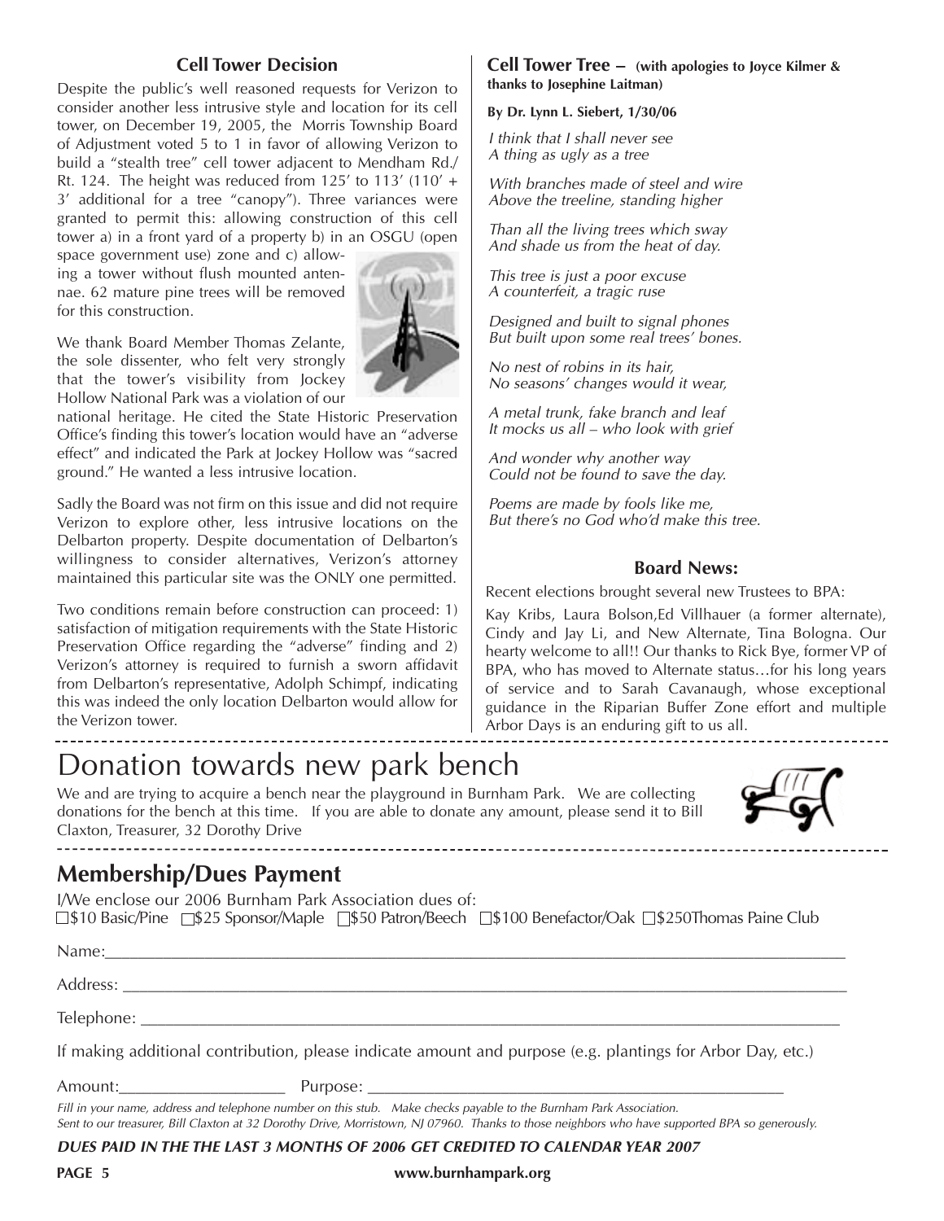## Cell Tower Decision

Despite the public's well reasoned requests for Verizon to consider another less intrusive style and location for its cell tower, on December 19, 2005, the Morris Township Board of Adjustment voted 5 to 1 in favor of allowing Verizon to build a "stealth tree" cell tower adjacent to Mendham Rd./ Rt. 124. The height was reduced from 125' to 113' (110' + 3' additional for a tree "canopy"). Three variances were granted to permit this: allowing construction of this cell tower a) in a front yard of a property b) in an OSGU (open space government use) zone and c) allowing a tower without flush mounted antennae. 62 mature pine trees will be removed for this construction.

We thank Board Member Thomas Zelante, the sole dissenter, who felt very strongly that the tower's visibility from Jockey Hollow National Park was a violation of our national heritage. He cited the State Historic Preservation Office's finding this tower's location would have an "adverse effect" and indicated the Park at Jockey Hollow was "sacred ground." He wanted a less intrusive location.

Sadly the Board was not firm on this issue and did not require Verizon to explore other, less intrusive locations on the Delbarton property. Despite documentation of Delbarton's willingness to consider alternatives, Verizon's attorney maintained this particular site was the ONLY one permitted.

Two conditions remain before construction can proceed: 1) satisfaction of mitigation requirements with the State Historic Preservation Office regarding the "adverse" finding and 2) Verizon's attorney is required to furnish a sworn affidavit from Delbarton's representative, Adolph Schimpf, indicating this was indeed the only location Delbarton would allow for the Verizon tower.

## Cell Tower Tree – (with apologies to Joyce Kilmer & thanks to Josephine Laitman)

**By Dr. Lynn L. Siebert, 1/30/06**

*I think that I shall never see*
*A thing as ugly as a tree*

*With branches made of steel and wire*
*Above the treeline, standing higher*

*Than all the living trees which sway*
*And shade us from the heat of day.*

*This tree is just a poor excuse*
*A counterfeit, a tragic ruse*

*Designed and built to signal phones*
*But built upon some real trees' bones.*

*No nest of robins in its hair,*
*No seasons' changes would it wear,*

*A metal trunk, fake branch and leaf*
*It mocks us all – who look with grief*

*And wonder why another way*
*Could not be found to save the day.*

*Poems are made by fools like me,*
*But there's no God who'd make this tree.*

## Board News:

Recent elections brought several new Trustees to BPA:

Kay Kribs, Laura Bolson,Ed Villhauer (a former alternate), Cindy and Jay Li, and New Alternate, Tina Bologna. Our hearty welcome to all!! Our thanks to Rick Bye, former VP of BPA, who has moved to Alternate status…for his long years of service and to Sarah Cavanaugh, whose exceptional guidance in the Riparian Buffer Zone effort and multiple Arbor Days is an enduring gift to us all.

# Donation towards new park bench

We and are trying to acquire a bench near the playground in Burnham Park. We are collecting donations for the bench at this time. If you are able to donate any amount, please send it to Bill Claxton, Treasurer, 32 Dorothy Drive

## Membership/Dues Payment

I/We enclose our 2006 Burnham Park Association dues of:
☐ $10 Basic/Pine ☐ $25 Sponsor/Maple ☐ $50 Patron/Beech ☐ $100 Benefactor/Oak ☐ $250Thomas Paine Club

Name:___________________________________________

Address: ___________________________________________

Telephone: ___________________________________________

If making additional contribution, please indicate amount and purpose (e.g. plantings for Arbor Day, etc.)

Amount:___________________ Purpose: _______________________________

*Fill in your name, address and telephone number on this stub. Make checks payable to the Burnham Park Association.*
*Sent to our treasurer, Bill Claxton at 32 Dorothy Drive, Morristown, NJ 07960. Thanks to those neighbors who have supported BPA so generously.*

***DUES PAID IN THE THE LAST 3 MONTHS OF 2006 GET CREDITED TO CALENDAR YEAR 2007***

www.burnhampark.org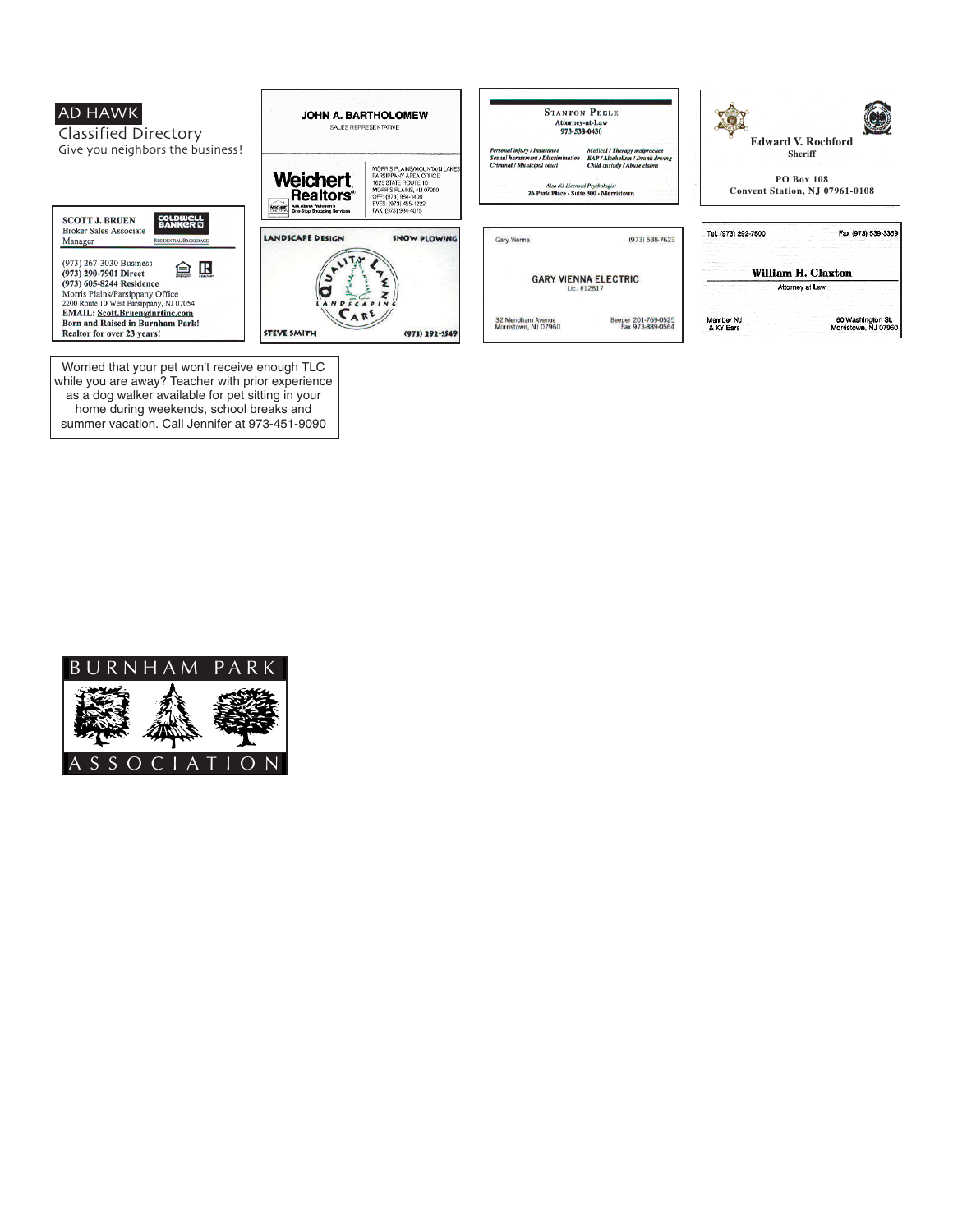## AD HAWK

Classified Directory

Give you neighbors the business!

**JOHN A. BARTHOLOMEW**
SALES REPRESENTATIVE

**Weichert, Realtors®**
Ask About Weichert's One-Stop Shopping Services

MORRIS PLAINS/MOUNTAIN LAKES
PARSIPPANY AREA OFFICE
1625 STATE ROUTE 10
MORRIS PLAINS, NJ 07950
OFF: (973) 984-1400
EVES: (973) 455-1222
FAX: (973) 984-4075

**STANTON PEELE**
**Attorney-at-Law**
**973-538-0430**

*Personal injury / Insurance*
*Sexual harassment / Discrimination*
*Criminal / Municipal court*

*Medical / Therapy malpractice*
*EAP / Alcoholism / Drunk driving*
*Child custody / Abuse claims*

*Also NJ Licensed Psychologist*
**26 Park Place · Suite 300 · Morristown**

**Edward V. Rochford**
**Sheriff**

**PO Box 108**
**Convent Station, NJ 07961-0108**

**SCOTT J. BRUEN**
Broker Sales Associate
Manager

COLDWELL BANKER
RESIDENTIAL BROKERAGE

(973) 267-3030 Business
**(973) 290-7901 Direct**
**(973) 605-8244 Residence**
Morris Plains/Parsippany Office
2200 Route 10 West Parsippany, NJ 07054
**EMAIL: Scott.Bruen@nrtinc.com**
**Born and Raised in Burnham Park!**
**Realtor for over 23 years!**

**LANDSCAPE DESIGN** **SNOW PLOWING**

QUALITY LAWN CARE
LANDSCAPING

**STEVE SMITH** **(973) 292-1549**

Gary Vienna (973) 538-7623

**GARY VIENNA ELECTRIC**
Lic. #12817

32 Mendham Avenue
Morristown, NJ 07960

Beeper 201-769-0525
Fax 973-889-0564

Tel. (973) 292-7500 Fax (973) 539-3359

**William H. Claxton**
Attorney at Law

Member NJ & KY Bars

60 Washington St.
Morristown, NJ 07960

Worried that your pet won't receive enough TLC while you are away? Teacher with prior experience as a dog walker available for pet sitting in your home during weekends, school breaks and summer vacation. Call Jennifer at 973-451-9090

BURNHAM PARK ASSOCIATION